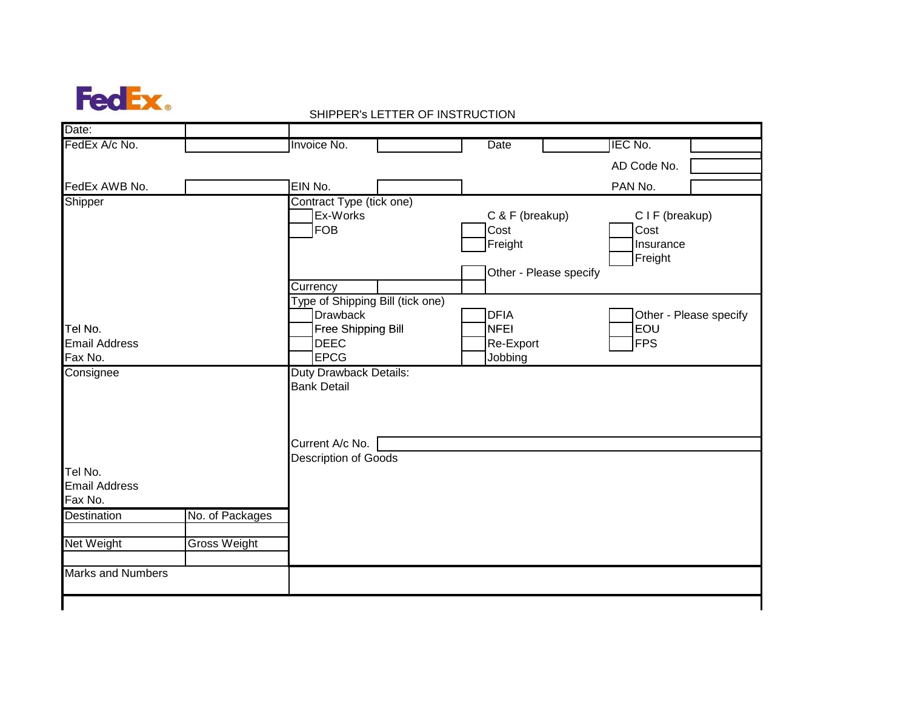FedEx

# SHIPPER's LETTER OF INSTRUCTION

| | | | | | | | |
|---|---|---|---|---|---|---|---|
| Date: | | | | | | | |
| FedEx A/c No. | | Invoice No. | | Date | | IEC No. | |
| | | | | | | AD Code No. | |
| FedEx AWB No. | | EIN No. | | | | PAN No. | |

**Shipper**

Tel No.
Email Address
Fax No.

**Contract Type (tick one)**

- [ ] Ex-Works
- [ ] FOB

C & F (breakup)
- [ ] Cost
- [ ] Freight

C I F (breakup)
- [ ] Cost
- [ ] Insurance
- [ ] Freight

- [ ] Other - Please specify

Currency

**Type of Shipping Bill (tick one)**

- [ ] Drawback
- [ ] Free Shipping Bill
- [ ] DEEC
- [ ] EPCG
- [ ] DFIA
- [ ] NFEI
- [ ] Re-Export
- [ ] Jobbing
- [ ] Other - Please specify
- [ ] EOU
- [ ] FPS

**Consignee**

Tel No.
Email Address
Fax No.

**Duty Drawback Details:**

Bank Detail

Current A/c No.

Description of Goods

| Destination | No. of Packages |
|---|---|
| | |
| **Net Weight** | **Gross Weight** |
| | |

Marks and Numbers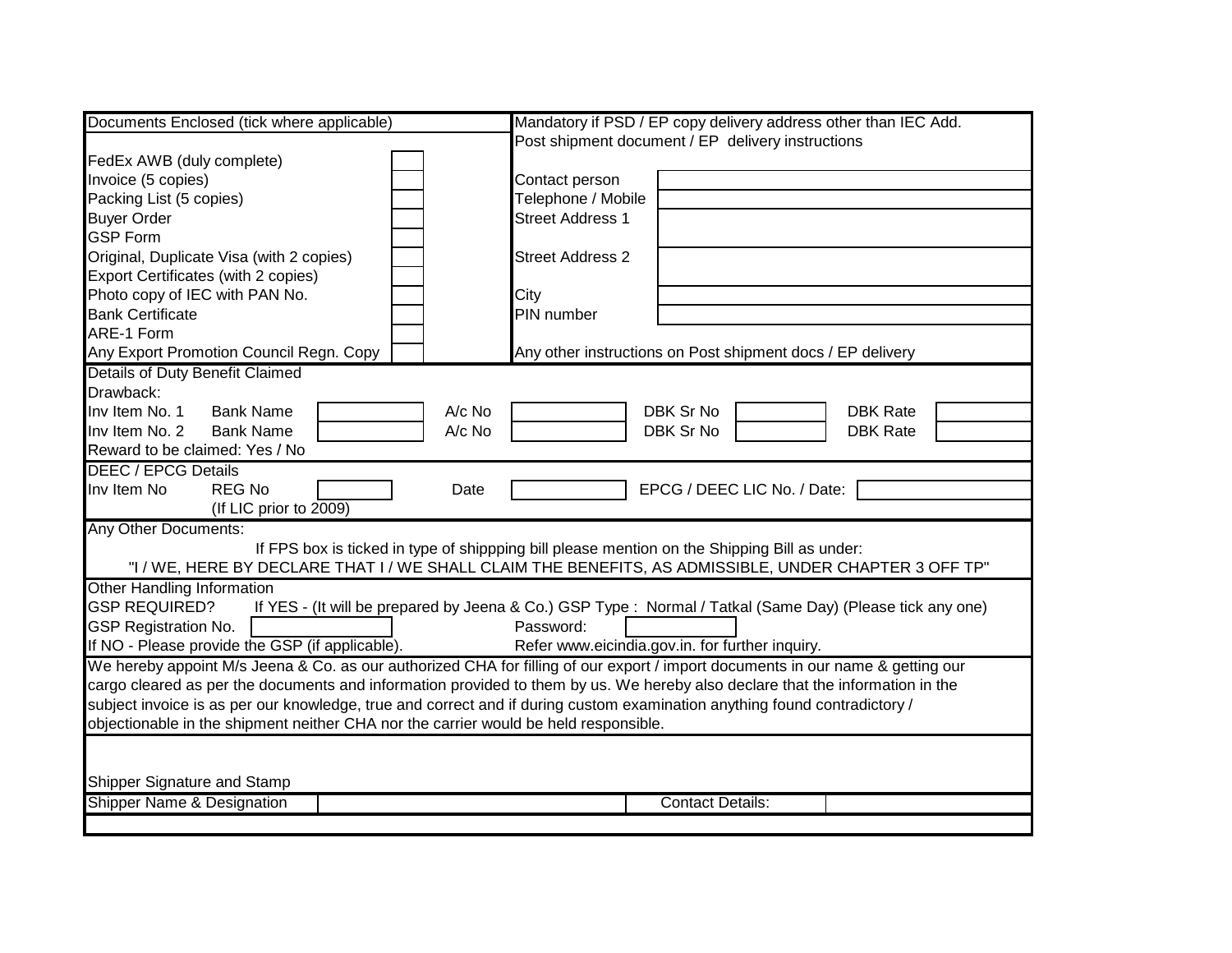| Documents Enclosed (tick where applicable) | |
|---|---|
| FedEx AWB (duly complete) | |
| Invoice (5 copies) | |
| Packing List (5 copies) | |
| Buyer Order | |
| GSP Form | |
| Original, Duplicate Visa (with 2 copies) | |
| Export Certificates (with 2 copies) | |
| Photo copy of IEC with PAN No. | |
| Bank Certificate | |
| ARE-1 Form | |
| Any Export Promotion Council Regn. Copy | |

Mandatory if PSD / EP copy delivery address other than IEC Add.
Post shipment document / EP delivery instructions

| | |
|---|---|
| Contact person | |
| Telephone / Mobile | |
| Street Address 1 | |
| Street Address 2 | |
| City | |
| PIN number | |

Any other instructions on Post shipment docs / EP delivery

**Details of Duty Benefit Claimed**

Drawback:

| | | | | | | | | |
|---|---|---|---|---|---|---|---|---|
| Inv Item No. 1 | Bank Name | | A/c No | | DBK Sr No | | DBK Rate | |
| Inv Item No. 2 | Bank Name | | A/c No | | DBK Sr No | | DBK Rate | |

Reward to be claimed: Yes / No

**DEEC / EPCG Details**

| | | | | | | |
|---|---|---|---|---|---|---|
| Inv Item No | REG No (If LIC prior to 2009) | | Date | | EPCG / DEEC LIC No. / Date: | |

**Any Other Documents:**

If FPS box is ticked in type of shippping bill please mention on the Shipping Bill as under:
"I / WE, HERE BY DECLARE THAT I / WE SHALL CLAIM THE BENEFITS, AS ADMISSIBLE, UNDER CHAPTER 3 OFF TP"

**Other Handling Information**

GSP REQUIRED? If YES - (It will be prepared by Jeena & Co.) GSP Type : Normal / Tatkal (Same Day) (Please tick any one)

GSP Registration No. ______ Password: ______

If NO - Please provide the GSP (if applicable). Refer www.eicindia.gov.in. for further inquiry.

We hereby appoint M/s Jeena & Co. as our authorized CHA for filling of our export / import documents in our name & getting our cargo cleared as per the documents and information provided to them by us. We hereby also declare that the information in the subject invoice is as per our knowledge, true and correct and if during custom examination anything found contradictory / objectionable in the shipment neither CHA nor the carrier would be held responsible.

Shipper Signature and Stamp

| Shipper Name & Designation | | Contact Details: | |
|---|---|---|---|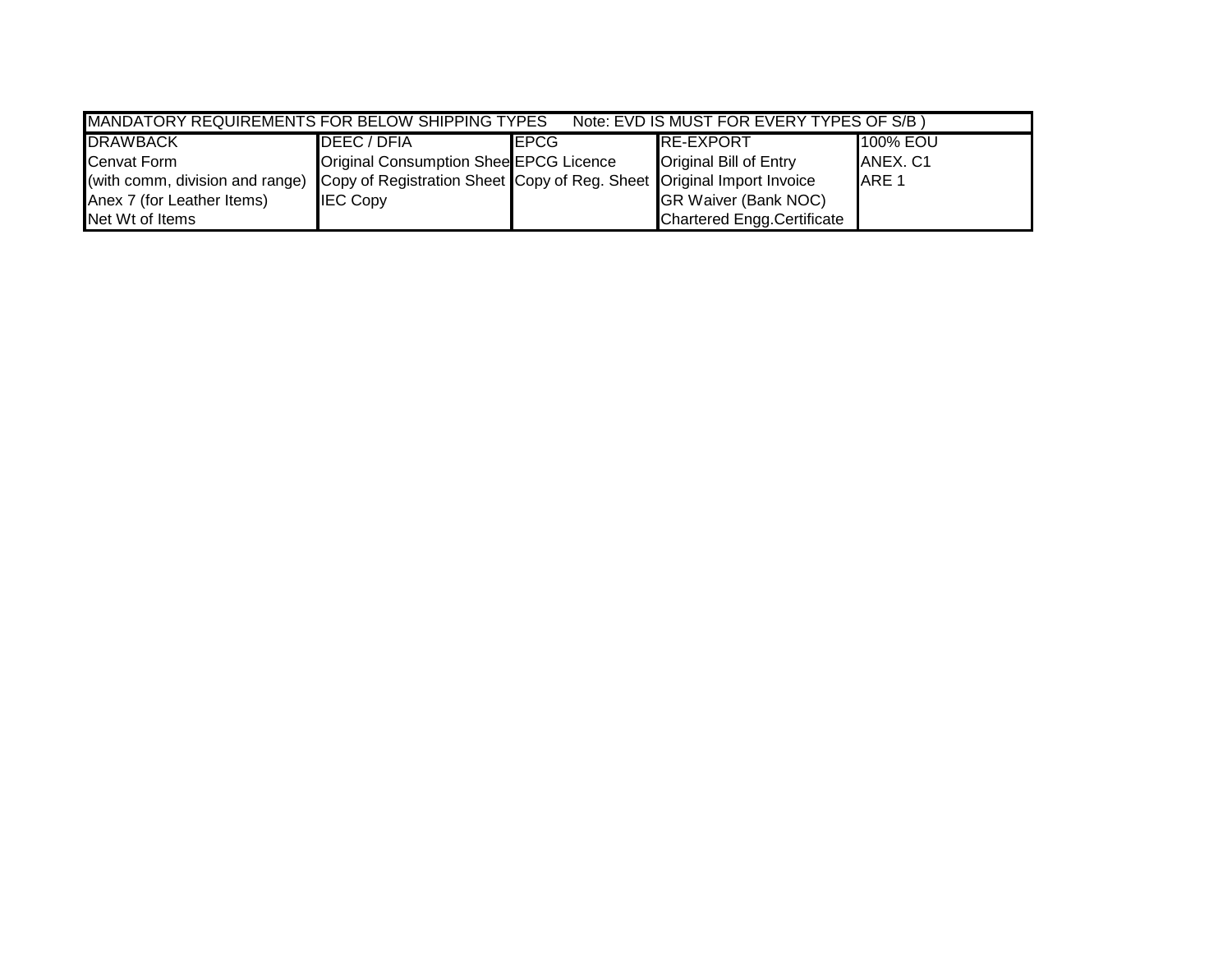MANDATORY REQUIREMENTS FOR BELOW SHIPPING TYPES Note: EVD IS MUST FOR EVERY TYPES OF S/B )

| DRAWBACK | DEEC / DFIA | EPCG | RE-EXPORT | 100% EOU |
|---|---|---|---|---|
| Cenvat Form | Original Consumption Shee | EPCG Licence | Original Bill of Entry | ANEX. C1 |
| (with comm, division and range) | Copy of Registration Sheet | Copy of Reg. Sheet | Original Import Invoice | ARE 1 |
| Anex 7 (for Leather Items) | IEC Copy | | GR Waiver (Bank NOC) | |
| Net Wt of Items | | | Chartered Engg.Certificate | |